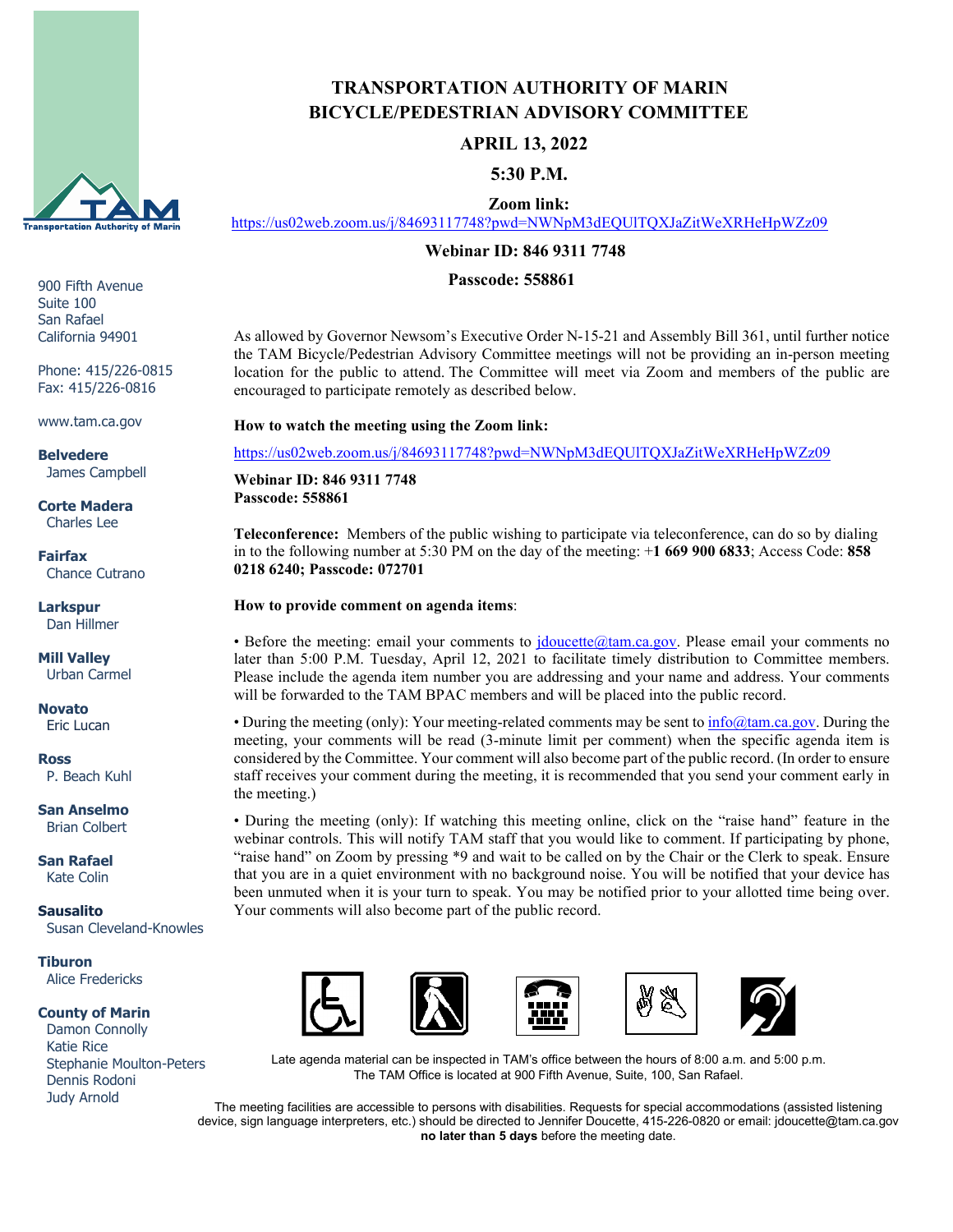# TRANSPORTATION AUTHORITY OF MARIN
## BICYCLE/PEDESTRIAN ADVISORY COMMITTEE

**APRIL 13, 2022**

**5:30 P.M.**

**Zoom link:**
https://us02web.zoom.us/j/84693117748?pwd=NWNpM3dEQUlTQXJaZitWeXRHeHpWZz09

**Webinar ID: 846 9311 7748**

**Passcode: 558861**

900 Fifth Avenue
Suite 100
San Rafael
California 94901

Phone: 415/226-0815
Fax: 415/226-0816

www.tam.ca.gov

**Belvedere**
James Campbell

**Corte Madera**
Charles Lee

**Fairfax**
Chance Cutrano

**Larkspur**
Dan Hillmer

**Mill Valley**
Urban Carmel

**Novato**
Eric Lucan

**Ross**
P. Beach Kuhl

**San Anselmo**
Brian Colbert

**San Rafael**
Kate Colin

**Sausalito**
Susan Cleveland-Knowles

**Tiburon**
Alice Fredericks

**County of Marin**
Damon Connolly
Katie Rice
Stephanie Moulton-Peters
Dennis Rodoni
Judy Arnold

As allowed by Governor Newsom's Executive Order N-15-21 and Assembly Bill 361, until further notice the TAM Bicycle/Pedestrian Advisory Committee meetings will not be providing an in-person meeting location for the public to attend. The Committee will meet via Zoom and members of the public are encouraged to participate remotely as described below.

**How to watch the meeting using the Zoom link:**

https://us02web.zoom.us/j/84693117748?pwd=NWNpM3dEQUlTQXJaZitWeXRHeHpWZz09

**Webinar ID: 846 9311 7748**
**Passcode: 558861**

**Teleconference:** Members of the public wishing to participate via teleconference, can do so by dialing in to the following number at 5:30 PM on the day of the meeting: **+1 669 900 6833**; Access Code: **858 0218 6240; Passcode: 072701**

**How to provide comment on agenda items**:

• Before the meeting: email your comments to jdoucette@tam.ca.gov. Please email your comments no later than 5:00 P.M. Tuesday, April 12, 2021 to facilitate timely distribution to Committee members. Please include the agenda item number you are addressing and your name and address. Your comments will be forwarded to the TAM BPAC members and will be placed into the public record.

• During the meeting (only): Your meeting-related comments may be sent to info@tam.ca.gov. During the meeting, your comments will be read (3-minute limit per comment) when the specific agenda item is considered by the Committee. Your comment will also become part of the public record. (In order to ensure staff receives your comment during the meeting, it is recommended that you send your comment early in the meeting.)

• During the meeting (only): If watching this meeting online, click on the "raise hand" feature in the webinar controls. This will notify TAM staff that you would like to comment. If participating by phone, "raise hand" on Zoom by pressing *9 and wait to be called on by the Chair or the Clerk to speak. Ensure that you are in a quiet environment with no background noise. You will be notified that your device has been unmuted when it is your turn to speak. You may be notified prior to your allotted time being over. Your comments will also become part of the public record.

Late agenda material can be inspected in TAM's office between the hours of 8:00 a.m. and 5:00 p.m. The TAM Office is located at 900 Fifth Avenue, Suite, 100, San Rafael.

The meeting facilities are accessible to persons with disabilities. Requests for special accommodations (assisted listening device, sign language interpreters, etc.) should be directed to Jennifer Doucette, 415-226-0820 or email: jdoucette@tam.ca.gov **no later than 5 days** before the meeting date.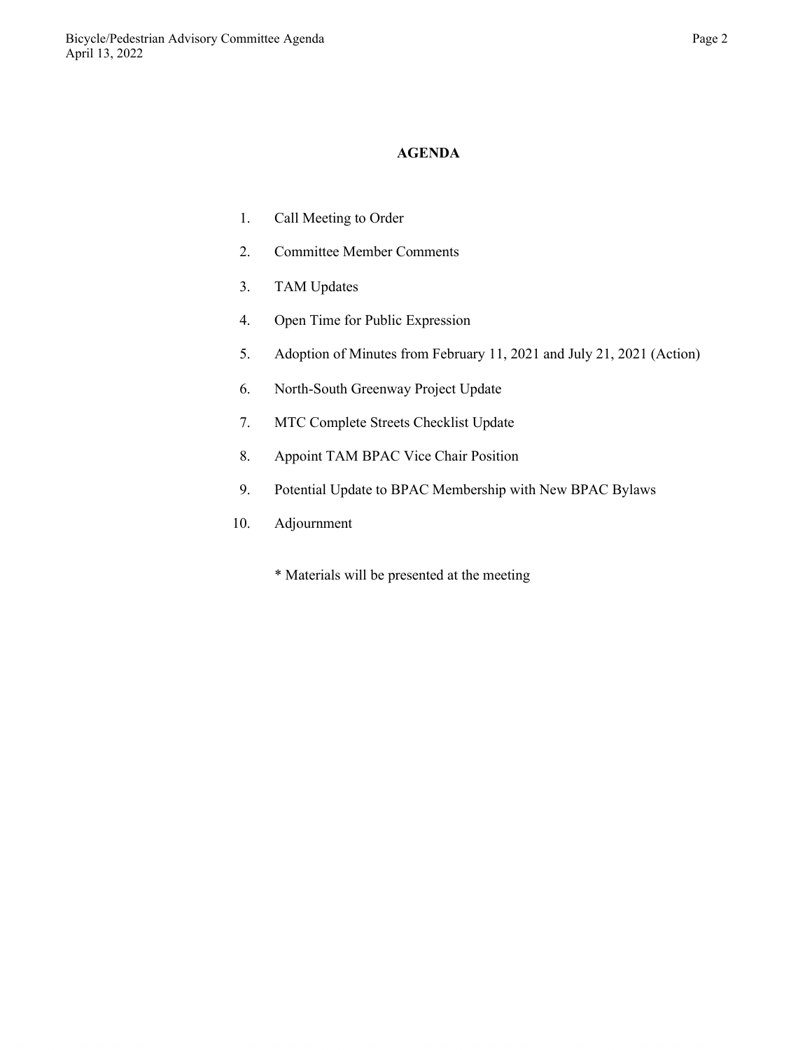## AGENDA

1. Call Meeting to Order
2. Committee Member Comments
3. TAM Updates
4. Open Time for Public Expression
5. Adoption of Minutes from February 11, 2021 and July 21, 2021 (Action)
6. North-South Greenway Project Update
7. MTC Complete Streets Checklist Update
8. Appoint TAM BPAC Vice Chair Position
9. Potential Update to BPAC Membership with New BPAC Bylaws
10. Adjournment

* Materials will be presented at the meeting